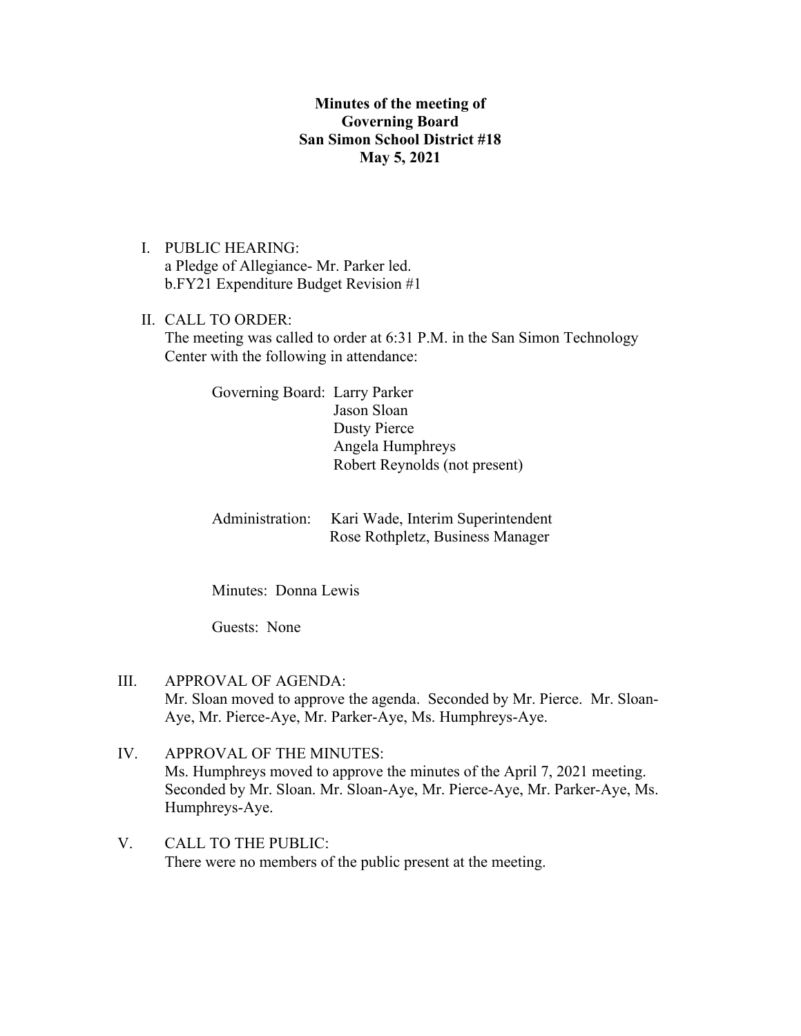**Minutes of the meeting of**
**Governing Board**
**San Simon School District #18**
**May 5, 2021**

I. PUBLIC HEARING:
a Pledge of Allegiance- Mr. Parker led.
b.FY21 Expenditure Budget Revision #1

II. CALL TO ORDER:
The meeting was called to order at 6:31 P.M. in the San Simon Technology Center with the following in attendance:

Governing Board: Larry Parker
Jason Sloan
Dusty Pierce
Angela Humphreys
Robert Reynolds (not present)

Administration: Kari Wade, Interim Superintendent
Rose Rothpletz, Business Manager

Minutes: Donna Lewis

Guests: None

III. APPROVAL OF AGENDA:
Mr. Sloan moved to approve the agenda. Seconded by Mr. Pierce. Mr. Sloan-Aye, Mr. Pierce-Aye, Mr. Parker-Aye, Ms. Humphreys-Aye.

IV. APPROVAL OF THE MINUTES:
Ms. Humphreys moved to approve the minutes of the April 7, 2021 meeting. Seconded by Mr. Sloan. Mr. Sloan-Aye, Mr. Pierce-Aye, Mr. Parker-Aye, Ms. Humphreys-Aye.

V. CALL TO THE PUBLIC:
There were no members of the public present at the meeting.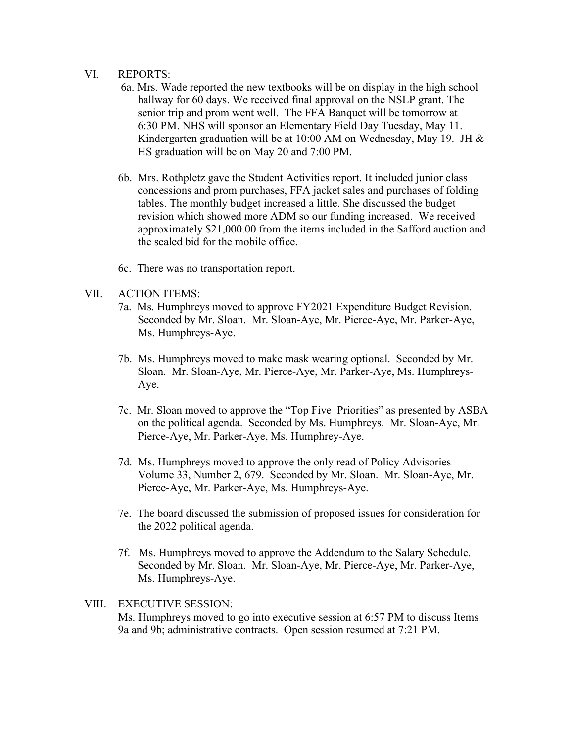## VI. REPORTS:

6a. Mrs. Wade reported the new textbooks will be on display in the high school hallway for 60 days. We received final approval on the NSLP grant. The senior trip and prom went well. The FFA Banquet will be tomorrow at 6:30 PM. NHS will sponsor an Elementary Field Day Tuesday, May 11. Kindergarten graduation will be at 10:00 AM on Wednesday, May 19. JH & HS graduation will be on May 20 and 7:00 PM.

6b. Mrs. Rothpletz gave the Student Activities report. It included junior class concessions and prom purchases, FFA jacket sales and purchases of folding tables. The monthly budget increased a little. She discussed the budget revision which showed more ADM so our funding increased. We received approximately $21,000.00 from the items included in the Safford auction and the sealed bid for the mobile office.

6c. There was no transportation report.

## VII. ACTION ITEMS:

7a. Ms. Humphreys moved to approve FY2021 Expenditure Budget Revision. Seconded by Mr. Sloan. Mr. Sloan-Aye, Mr. Pierce-Aye, Mr. Parker-Aye, Ms. Humphreys-Aye.

7b. Ms. Humphreys moved to make mask wearing optional. Seconded by Mr. Sloan. Mr. Sloan-Aye, Mr. Pierce-Aye, Mr. Parker-Aye, Ms. Humphreys-Aye.

7c. Mr. Sloan moved to approve the "Top Five Priorities" as presented by ASBA on the political agenda. Seconded by Ms. Humphreys. Mr. Sloan-Aye, Mr. Pierce-Aye, Mr. Parker-Aye, Ms. Humphrey-Aye.

7d. Ms. Humphreys moved to approve the only read of Policy Advisories Volume 33, Number 2, 679. Seconded by Mr. Sloan. Mr. Sloan-Aye, Mr. Pierce-Aye, Mr. Parker-Aye, Ms. Humphreys-Aye.

7e. The board discussed the submission of proposed issues for consideration for the 2022 political agenda.

7f. Ms. Humphreys moved to approve the Addendum to the Salary Schedule. Seconded by Mr. Sloan. Mr. Sloan-Aye, Mr. Pierce-Aye, Mr. Parker-Aye, Ms. Humphreys-Aye.

## VIII. EXECUTIVE SESSION:

Ms. Humphreys moved to go into executive session at 6:57 PM to discuss Items 9a and 9b; administrative contracts. Open session resumed at 7:21 PM.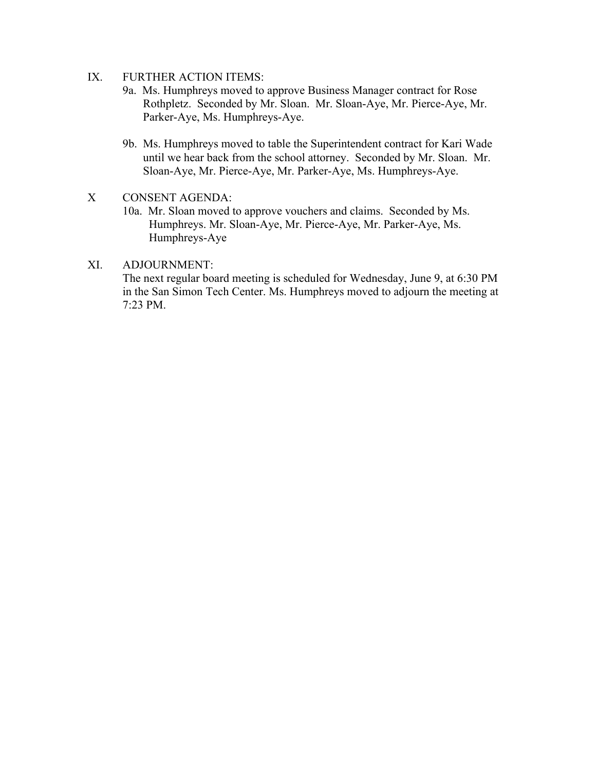IX. FURTHER ACTION ITEMS:

9a. Ms. Humphreys moved to approve Business Manager contract for Rose Rothpletz. Seconded by Mr. Sloan. Mr. Sloan-Aye, Mr. Pierce-Aye, Mr. Parker-Aye, Ms. Humphreys-Aye.

9b. Ms. Humphreys moved to table the Superintendent contract for Kari Wade until we hear back from the school attorney. Seconded by Mr. Sloan. Mr. Sloan-Aye, Mr. Pierce-Aye, Mr. Parker-Aye, Ms. Humphreys-Aye.

X CONSENT AGENDA:

10a. Mr. Sloan moved to approve vouchers and claims. Seconded by Ms. Humphreys. Mr. Sloan-Aye, Mr. Pierce-Aye, Mr. Parker-Aye, Ms. Humphreys-Aye

XI. ADJOURNMENT:

The next regular board meeting is scheduled for Wednesday, June 9, at 6:30 PM in the San Simon Tech Center. Ms. Humphreys moved to adjourn the meeting at 7:23 PM.